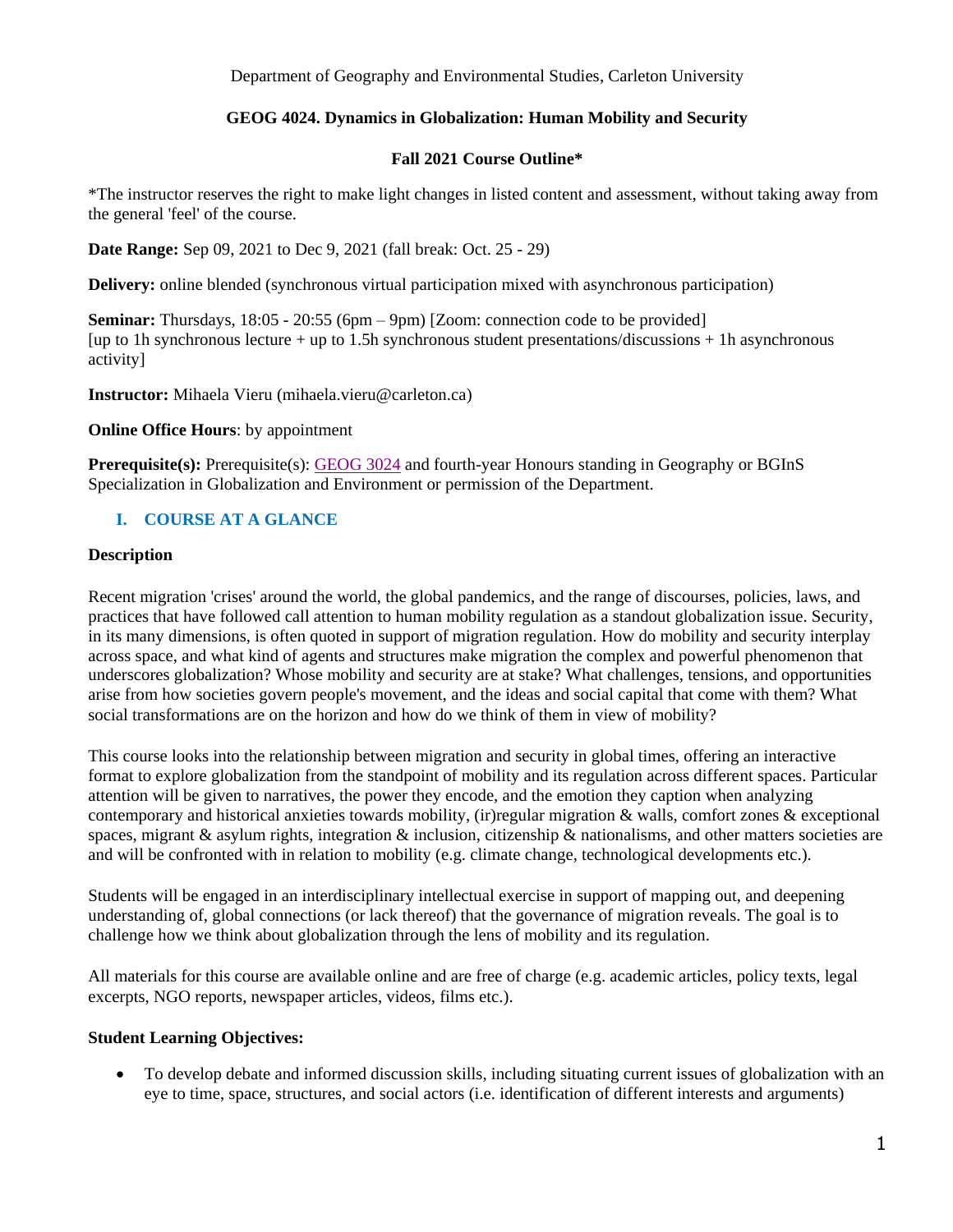Department of Geography and Environmental Studies, Carleton University

**GEOG 4024. Dynamics in Globalization: Human Mobility and Security**

**Fall 2021 Course Outline***

*The instructor reserves the right to make light changes in listed content and assessment, without taking away from the general 'feel' of the course.

**Date Range:** Sep 09, 2021 to Dec 9, 2021 (fall break: Oct. 25 - 29)

**Delivery:** online blended (synchronous virtual participation mixed with asynchronous participation)

**Seminar:** Thursdays, 18:05 - 20:55 (6pm – 9pm) [Zoom: connection code to be provided]
[up to 1h synchronous lecture + up to 1.5h synchronous student presentations/discussions + 1h asynchronous activity]

**Instructor:** Mihaela Vieru (mihaela.vieru@carleton.ca)

**Online Office Hours**: by appointment

**Prerequisite(s):** Prerequisite(s): GEOG 3024 and fourth-year Honours standing in Geography or BGInS Specialization in Globalization and Environment or permission of the Department.

## I. COURSE AT A GLANCE

### Description

Recent migration 'crises' around the world, the global pandemics, and the range of discourses, policies, laws, and practices that have followed call attention to human mobility regulation as a standout globalization issue. Security, in its many dimensions, is often quoted in support of migration regulation. How do mobility and security interplay across space, and what kind of agents and structures make migration the complex and powerful phenomenon that underscores globalization? Whose mobility and security are at stake? What challenges, tensions, and opportunities arise from how societies govern people's movement, and the ideas and social capital that come with them? What social transformations are on the horizon and how do we think of them in view of mobility?

This course looks into the relationship between migration and security in global times, offering an interactive format to explore globalization from the standpoint of mobility and its regulation across different spaces. Particular attention will be given to narratives, the power they encode, and the emotion they caption when analyzing contemporary and historical anxieties towards mobility, (ir)regular migration & walls, comfort zones & exceptional spaces, migrant & asylum rights, integration & inclusion, citizenship & nationalisms, and other matters societies are and will be confronted with in relation to mobility (e.g. climate change, technological developments etc.).

Students will be engaged in an interdisciplinary intellectual exercise in support of mapping out, and deepening understanding of, global connections (or lack thereof) that the governance of migration reveals. The goal is to challenge how we think about globalization through the lens of mobility and its regulation.

All materials for this course are available online and are free of charge (e.g. academic articles, policy texts, legal excerpts, NGO reports, newspaper articles, videos, films etc.).

### Student Learning Objectives:

- To develop debate and informed discussion skills, including situating current issues of globalization with an eye to time, space, structures, and social actors (i.e. identification of different interests and arguments)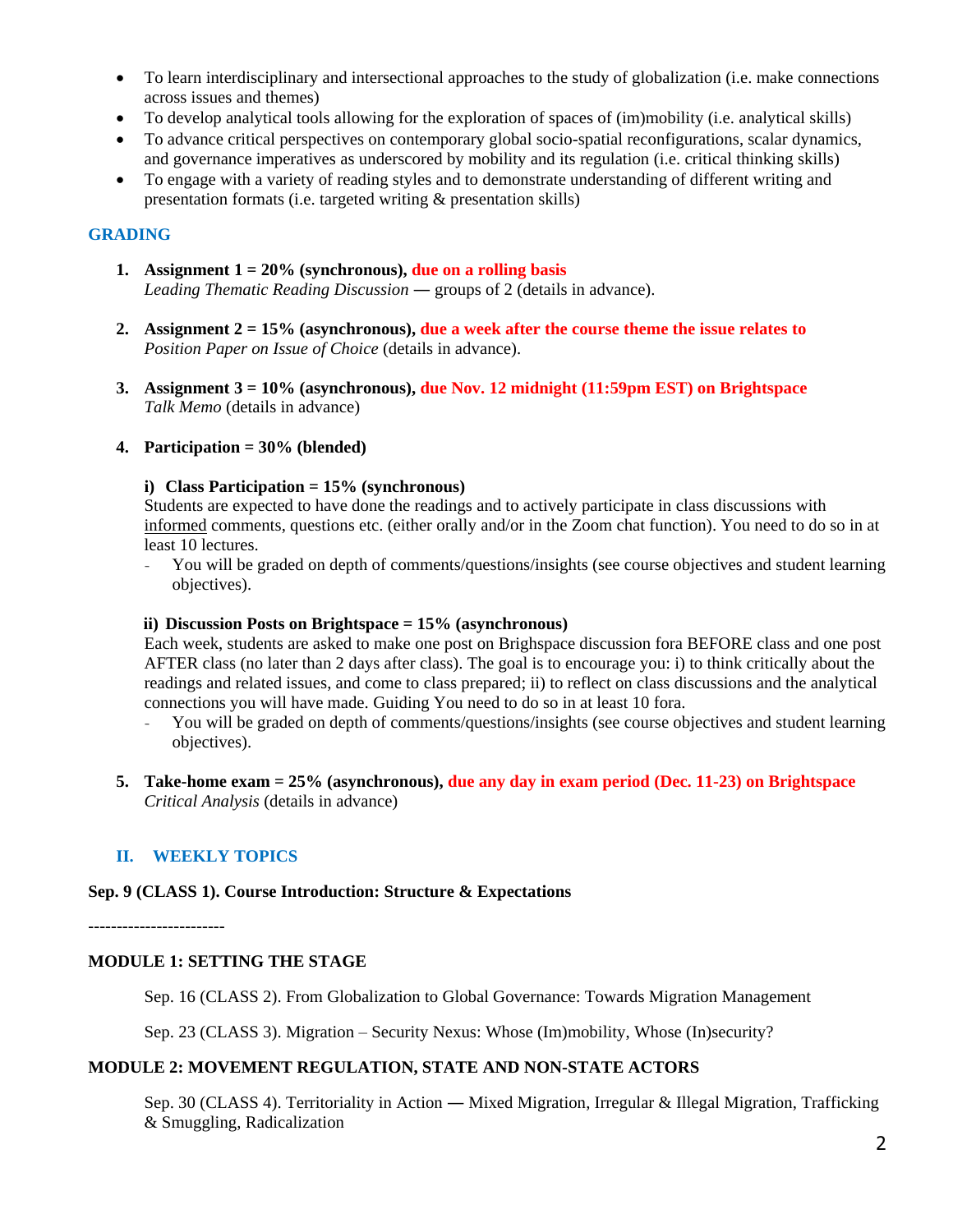- To learn interdisciplinary and intersectional approaches to the study of globalization (i.e. make connections across issues and themes)
- To develop analytical tools allowing for the exploration of spaces of (im)mobility (i.e. analytical skills)
- To advance critical perspectives on contemporary global socio-spatial reconfigurations, scalar dynamics, and governance imperatives as underscored by mobility and its regulation (i.e. critical thinking skills)
- To engage with a variety of reading styles and to demonstrate understanding of different writing and presentation formats (i.e. targeted writing & presentation skills)

### GRADING

1. **Assignment 1 = 20% (synchronous), due on a rolling basis**
   *Leading Thematic Reading Discussion* — groups of 2 (details in advance).

2. **Assignment 2 = 15% (asynchronous), due a week after the course theme the issue relates to**
   *Position Paper on Issue of Choice* (details in advance).

3. **Assignment 3 = 10% (asynchronous), due Nov. 12 midnight (11:59pm EST) on Brightspace**
   *Talk Memo* (details in advance)

4. **Participation = 30% (blended)**

   **i) Class Participation = 15% (synchronous)**
   Students are expected to have done the readings and to actively participate in class discussions with informed comments, questions etc. (either orally and/or in the Zoom chat function). You need to do so in at least 10 lectures.
   - You will be graded on depth of comments/questions/insights (see course objectives and student learning objectives).

   **ii) Discussion Posts on Brightspace = 15% (asynchronous)**
   Each week, students are asked to make one post on Brighspace discussion fora BEFORE class and one post AFTER class (no later than 2 days after class). The goal is to encourage you: i) to think critically about the readings and related issues, and come to class prepared; ii) to reflect on class discussions and the analytical connections you will have made. Guiding You need to do so in at least 10 fora.
   - You will be graded on depth of comments/questions/insights (see course objectives and student learning objectives).

5. **Take-home exam = 25% (asynchronous), due any day in exam period (Dec. 11-23) on Brightspace**
   *Critical Analysis* (details in advance)

## II. WEEKLY TOPICS

**Sep. 9 (CLASS 1). Course Introduction: Structure & Expectations**

------------------------

**MODULE 1: SETTING THE STAGE**

Sep. 16 (CLASS 2). From Globalization to Global Governance: Towards Migration Management

Sep. 23 (CLASS 3). Migration – Security Nexus: Whose (Im)mobility, Whose (In)security?

**MODULE 2: MOVEMENT REGULATION, STATE AND NON-STATE ACTORS**

Sep. 30 (CLASS 4). Territoriality in Action — Mixed Migration, Irregular & Illegal Migration, Trafficking & Smuggling, Radicalization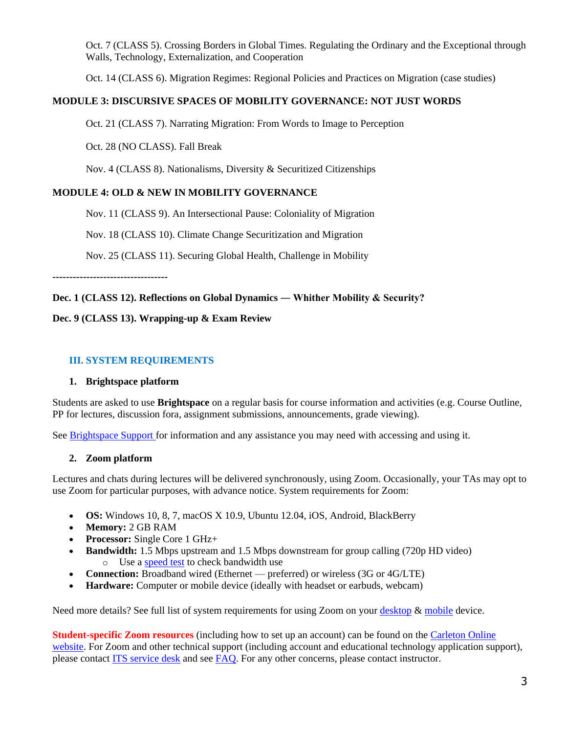Oct. 7 (CLASS 5). Crossing Borders in Global Times. Regulating the Ordinary and the Exceptional through Walls, Technology, Externalization, and Cooperation

Oct. 14 (CLASS 6). Migration Regimes: Regional Policies and Practices on Migration (case studies)

**MODULE 3: DISCURSIVE SPACES OF MOBILITY GOVERNANCE: NOT JUST WORDS**

Oct. 21 (CLASS 7). Narrating Migration: From Words to Image to Perception

Oct. 28 (NO CLASS). Fall Break

Nov. 4 (CLASS 8). Nationalisms, Diversity & Securitized Citizenships

**MODULE 4: OLD & NEW IN MOBILITY GOVERNANCE**

Nov. 11 (CLASS 9). An Intersectional Pause: Coloniality of Migration

Nov. 18 (CLASS 10). Climate Change Securitization and Migration

Nov. 25 (CLASS 11). Securing Global Health, Challenge in Mobility

---------------------------------

**Dec. 1 (CLASS 12). Reflections on Global Dynamics — Whither Mobility & Security?**

**Dec. 9 (CLASS 13). Wrapping-up & Exam Review**

## III. SYSTEM REQUIREMENTS

### 1. Brightspace platform

Students are asked to use **Brightspace** on a regular basis for course information and activities (e.g. Course Outline, PP for lectures, discussion fora, assignment submissions, announcements, grade viewing).

See Brightspace Support for information and any assistance you may need with accessing and using it.

### 2. Zoom platform

Lectures and chats during lectures will be delivered synchronously, using Zoom. Occasionally, your TAs may opt to use Zoom for particular purposes, with advance notice. System requirements for Zoom:

- **OS:** Windows 10, 8, 7, macOS X 10.9, Ubuntu 12.04, iOS, Android, BlackBerry
- **Memory:** 2 GB RAM
- **Processor:** Single Core 1 GHz+
- **Bandwidth:** 1.5 Mbps upstream and 1.5 Mbps downstream for group calling (720p HD video)
  - Use a speed test to check bandwidth use
- **Connection:** Broadband wired (Ethernet — preferred) or wireless (3G or 4G/LTE)
- **Hardware:** Computer or mobile device (ideally with headset or earbuds, webcam)

Need more details? See full list of system requirements for using Zoom on your desktop & mobile device.

**Student-specific Zoom resources** (including how to set up an account) can be found on the Carleton Online website. For Zoom and other technical support (including account and educational technology application support), please contact ITS service desk and see FAQ. For any other concerns, please contact instructor.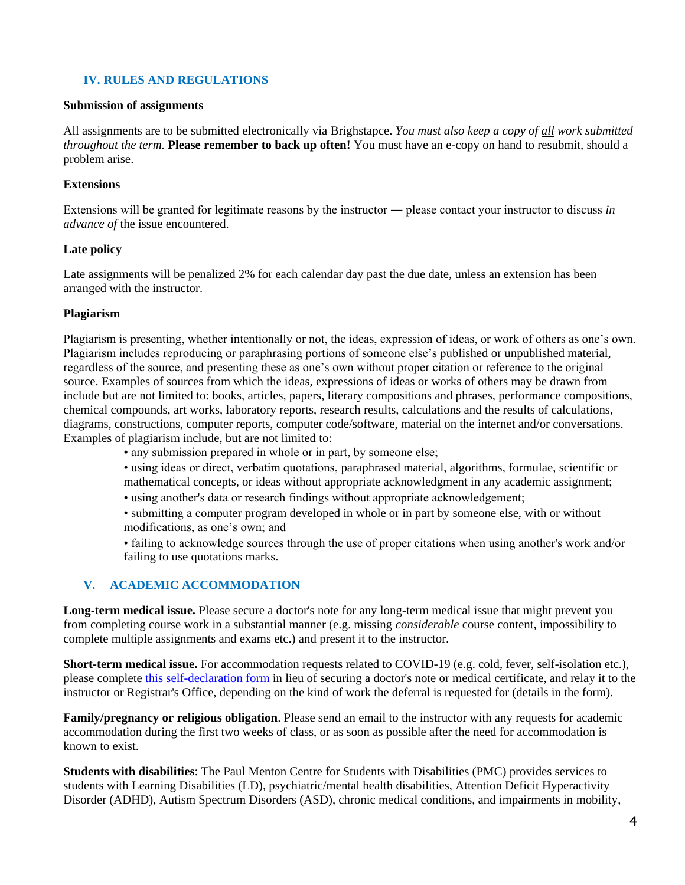## IV. RULES AND REGULATIONS

**Submission of assignments**

All assignments are to be submitted electronically via Brighstapce. *You must also keep a copy of all work submitted throughout the term.* **Please remember to back up often!** You must have an e-copy on hand to resubmit, should a problem arise.

**Extensions**

Extensions will be granted for legitimate reasons by the instructor — please contact your instructor to discuss *in advance of* the issue encountered.

**Late policy**

Late assignments will be penalized 2% for each calendar day past the due date, unless an extension has been arranged with the instructor.

**Plagiarism**

Plagiarism is presenting, whether intentionally or not, the ideas, expression of ideas, or work of others as one's own. Plagiarism includes reproducing or paraphrasing portions of someone else's published or unpublished material, regardless of the source, and presenting these as one's own without proper citation or reference to the original source. Examples of sources from which the ideas, expressions of ideas or works of others may be drawn from include but are not limited to: books, articles, papers, literary compositions and phrases, performance compositions, chemical compounds, art works, laboratory reports, research results, calculations and the results of calculations, diagrams, constructions, computer reports, computer code/software, material on the internet and/or conversations. Examples of plagiarism include, but are not limited to:

- any submission prepared in whole or in part, by someone else;
- using ideas or direct, verbatim quotations, paraphrased material, algorithms, formulae, scientific or mathematical concepts, or ideas without appropriate acknowledgment in any academic assignment;
- using another's data or research findings without appropriate acknowledgement;
- submitting a computer program developed in whole or in part by someone else, with or without modifications, as one's own; and
- failing to acknowledge sources through the use of proper citations when using another's work and/or failing to use quotations marks.

## V. ACADEMIC ACCOMMODATION

**Long-term medical issue.** Please secure a doctor's note for any long-term medical issue that might prevent you from completing course work in a substantial manner (e.g. missing *considerable* course content, impossibility to complete multiple assignments and exams etc.) and present it to the instructor.

**Short-term medical issue.** For accommodation requests related to COVID-19 (e.g. cold, fever, self-isolation etc.), please complete [this self-declaration form] in lieu of securing a doctor's note or medical certificate, and relay it to the instructor or Registrar's Office, depending on the kind of work the deferral is requested for (details in the form).

**Family/pregnancy or religious obligation**. Please send an email to the instructor with any requests for academic accommodation during the first two weeks of class, or as soon as possible after the need for accommodation is known to exist.

**Students with disabilities**: The Paul Menton Centre for Students with Disabilities (PMC) provides services to students with Learning Disabilities (LD), psychiatric/mental health disabilities, Attention Deficit Hyperactivity Disorder (ADHD), Autism Spectrum Disorders (ASD), chronic medical conditions, and impairments in mobility,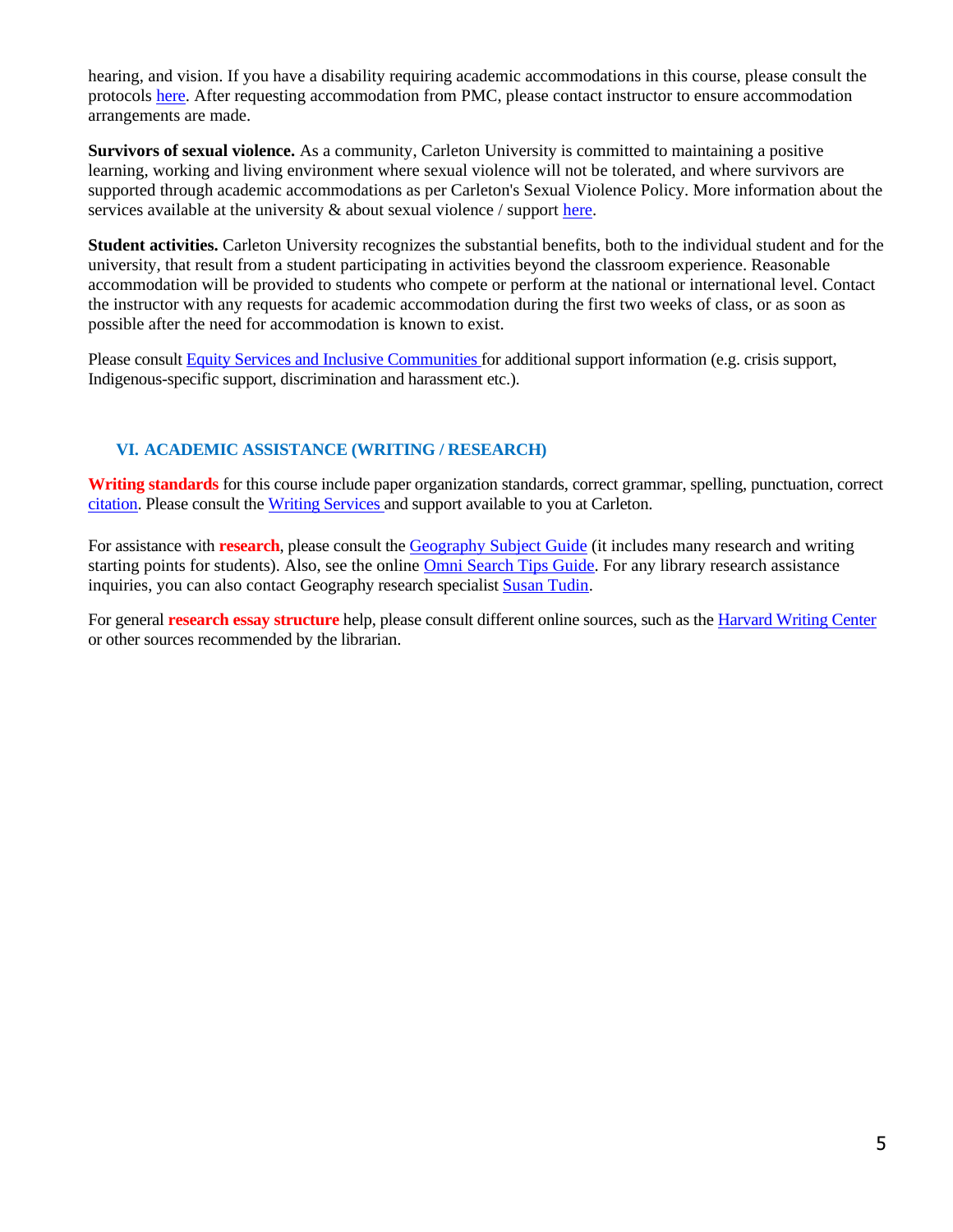hearing, and vision. If you have a disability requiring academic accommodations in this course, please consult the protocols here. After requesting accommodation from PMC, please contact instructor to ensure accommodation arrangements are made.

**Survivors of sexual violence.** As a community, Carleton University is committed to maintaining a positive learning, working and living environment where sexual violence will not be tolerated, and where survivors are supported through academic accommodations as per Carleton's Sexual Violence Policy. More information about the services available at the university & about sexual violence / support here.

**Student activities.** Carleton University recognizes the substantial benefits, both to the individual student and for the university, that result from a student participating in activities beyond the classroom experience. Reasonable accommodation will be provided to students who compete or perform at the national or international level. Contact the instructor with any requests for academic accommodation during the first two weeks of class, or as soon as possible after the need for accommodation is known to exist.

Please consult Equity Services and Inclusive Communities for additional support information (e.g. crisis support, Indigenous-specific support, discrimination and harassment etc.).

## VI. ACADEMIC ASSISTANCE (WRITING / RESEARCH)

**Writing standards** for this course include paper organization standards, correct grammar, spelling, punctuation, correct citation. Please consult the Writing Services and support available to you at Carleton.

For assistance with **research**, please consult the Geography Subject Guide (it includes many research and writing starting points for students). Also, see the online Omni Search Tips Guide. For any library research assistance inquiries, you can also contact Geography research specialist Susan Tudin.

For general **research essay structure** help, please consult different online sources, such as the Harvard Writing Center or other sources recommended by the librarian.